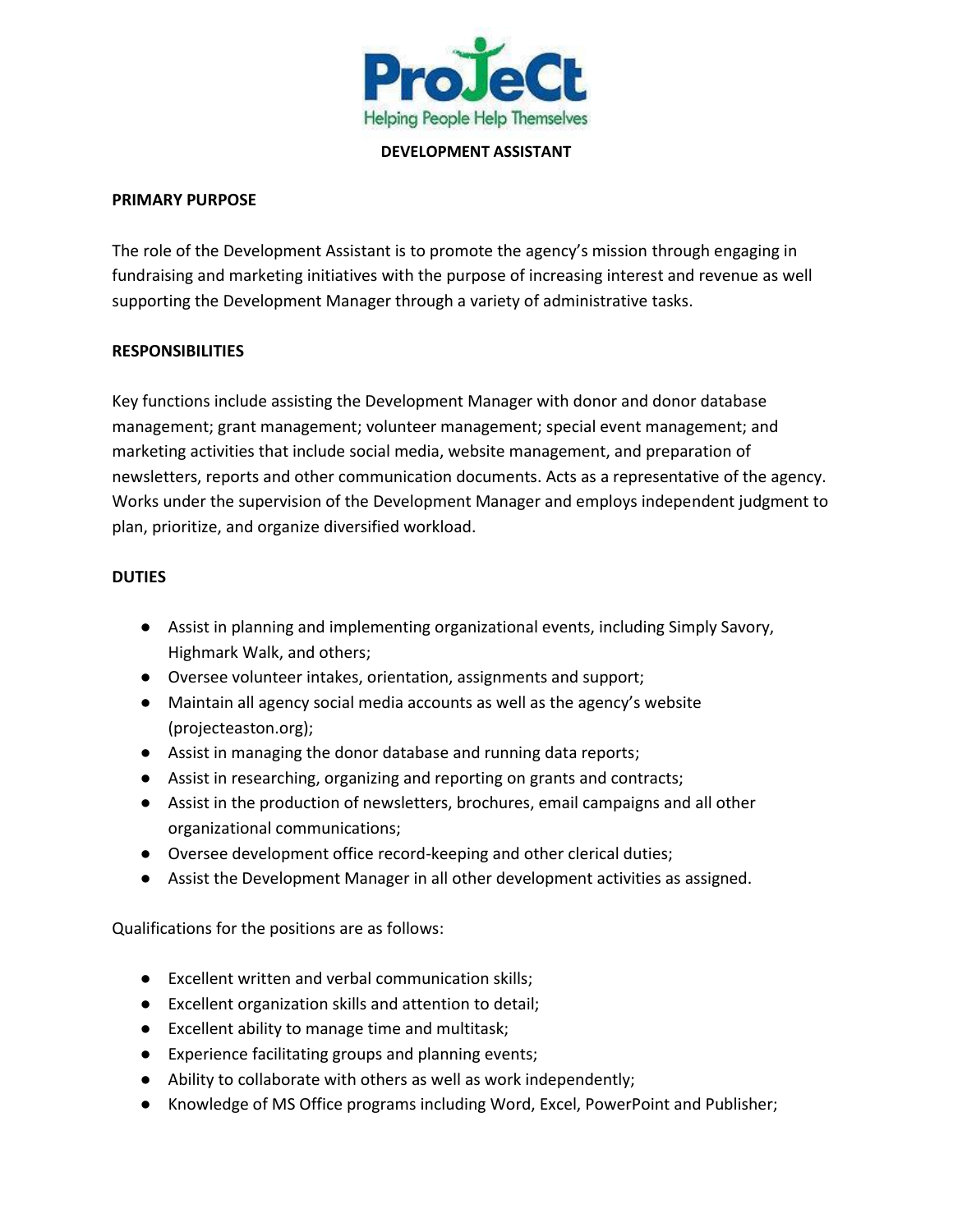ProJeCt

Helping People Help Themselves

# DEVELOPMENT ASSISTANT

## PRIMARY PURPOSE

The role of the Development Assistant is to promote the agency's mission through engaging in fundraising and marketing initiatives with the purpose of increasing interest and revenue as well supporting the Development Manager through a variety of administrative tasks.

## RESPONSIBILITIES

Key functions include assisting the Development Manager with donor and donor database management; grant management; volunteer management; special event management; and marketing activities that include social media, website management, and preparation of newsletters, reports and other communication documents. Acts as a representative of the agency. Works under the supervision of the Development Manager and employs independent judgment to plan, prioritize, and organize diversified workload.

## DUTIES

- Assist in planning and implementing organizational events, including Simply Savory, Highmark Walk, and others;
- Oversee volunteer intakes, orientation, assignments and support;
- Maintain all agency social media accounts as well as the agency's website (projecteaston.org);
- Assist in managing the donor database and running data reports;
- Assist in researching, organizing and reporting on grants and contracts;
- Assist in the production of newsletters, brochures, email campaigns and all other organizational communications;
- Oversee development office record-keeping and other clerical duties;
- Assist the Development Manager in all other development activities as assigned.

Qualifications for the positions are as follows:

- Excellent written and verbal communication skills;
- Excellent organization skills and attention to detail;
- Excellent ability to manage time and multitask;
- Experience facilitating groups and planning events;
- Ability to collaborate with others as well as work independently;
- Knowledge of MS Office programs including Word, Excel, PowerPoint and Publisher;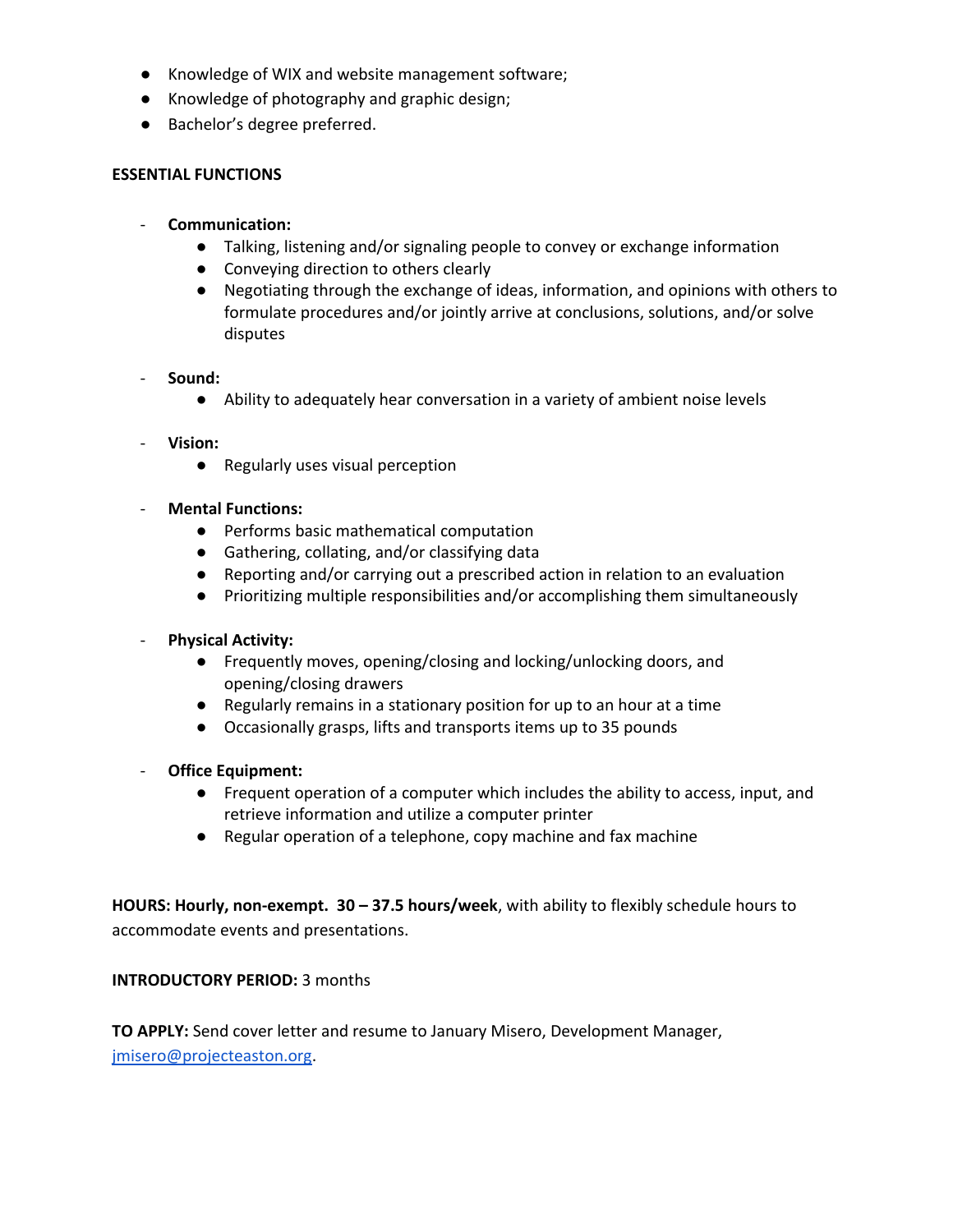- Knowledge of WIX and website management software;
- Knowledge of photography and graphic design;
- Bachelor's degree preferred.

**ESSENTIAL FUNCTIONS**

- **Communication:**
  - Talking, listening and/or signaling people to convey or exchange information
  - Conveying direction to others clearly
  - Negotiating through the exchange of ideas, information, and opinions with others to formulate procedures and/or jointly arrive at conclusions, solutions, and/or solve disputes

- **Sound:**
  - Ability to adequately hear conversation in a variety of ambient noise levels

- **Vision:**
  - Regularly uses visual perception

- **Mental Functions:**
  - Performs basic mathematical computation
  - Gathering, collating, and/or classifying data
  - Reporting and/or carrying out a prescribed action in relation to an evaluation
  - Prioritizing multiple responsibilities and/or accomplishing them simultaneously

- **Physical Activity:**
  - Frequently moves, opening/closing and locking/unlocking doors, and opening/closing drawers
  - Regularly remains in a stationary position for up to an hour at a time
  - Occasionally grasps, lifts and transports items up to 35 pounds

- **Office Equipment:**
  - Frequent operation of a computer which includes the ability to access, input, and retrieve information and utilize a computer printer
  - Regular operation of a telephone, copy machine and fax machine

**HOURS: Hourly, non-exempt. 30 – 37.5 hours/week**, with ability to flexibly schedule hours to accommodate events and presentations.

**INTRODUCTORY PERIOD:** 3 months

**TO APPLY:** Send cover letter and resume to January Misero, Development Manager, jmisero@projecteaston.org.